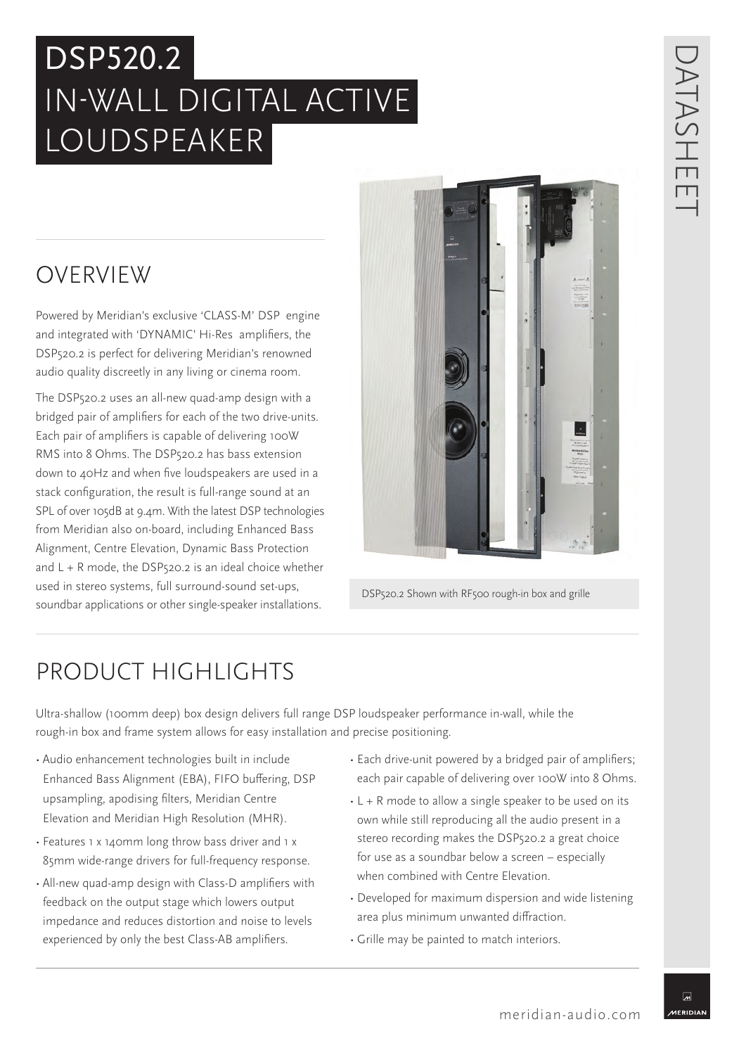# DSP520.2 IN-WALL DIGITAL ACTIVE LOUDSPEAKER

## OVERVIEW

Powered by Meridian's exclusive 'CLASS-M' DSP engine and integrated with 'DYNAMIC' Hi-Res amplifiers, the DSP520.2 is perfect for delivering Meridian's renowned audio quality discreetly in any living or cinema room.

The DSP520.2 uses an all-new quad-amp design with a bridged pair of amplifiers for each of the two drive-units. Each pair of amplifiers is capable of delivering 100W RMS into 8 Ohms. The DSP520.2 has bass extension down to 40Hz and when five loudspeakers are used in a stack configuration, the result is full-range sound at an SPL of over 105dB at 9.4m. With the latest DSP technologies from Meridian also on-board, including Enhanced Bass Alignment, Centre Elevation, Dynamic Bass Protection and L + R mode, the DSP520.2 is an ideal choice whether used in stereo systems, full surround-sound set-ups, soundbar applications or other single-speaker installations.

DSP520.2 Shown with RF500 rough-in box and grille

## PRODUCT HIGHLIGHTS

Ultra-shallow (100mm deep) box design delivers full range DSP loudspeaker performance in-wall, while the rough-in box and frame system allows for easy installation and precise positioning.

- Audio enhancement technologies built in include Enhanced Bass Alignment (EBA), FIFO buffering, DSP upsampling, apodising filters, Meridian Centre Elevation and Meridian High Resolution (MHR).
- Features 1 x 140mm long throw bass driver and 1 x 85mm wide-range drivers for full-frequency response.
- All-new quad-amp design with Class-D amplifiers with feedback on the output stage which lowers output impedance and reduces distortion and noise to levels experienced by only the best Class-AB amplifiers.
- Each drive-unit powered by a bridged pair of amplifiers; each pair capable of delivering over 100W into 8 Ohms.
- L + R mode to allow a single speaker to be used on its own while still reproducing all the audio present in a stereo recording makes the DSP520.2 a great choice for use as a soundbar below a screen – especially when combined with Centre Elevation.
- Developed for maximum dispersion and wide listening area plus minimum unwanted diffraction.
- Grille may be painted to match interiors.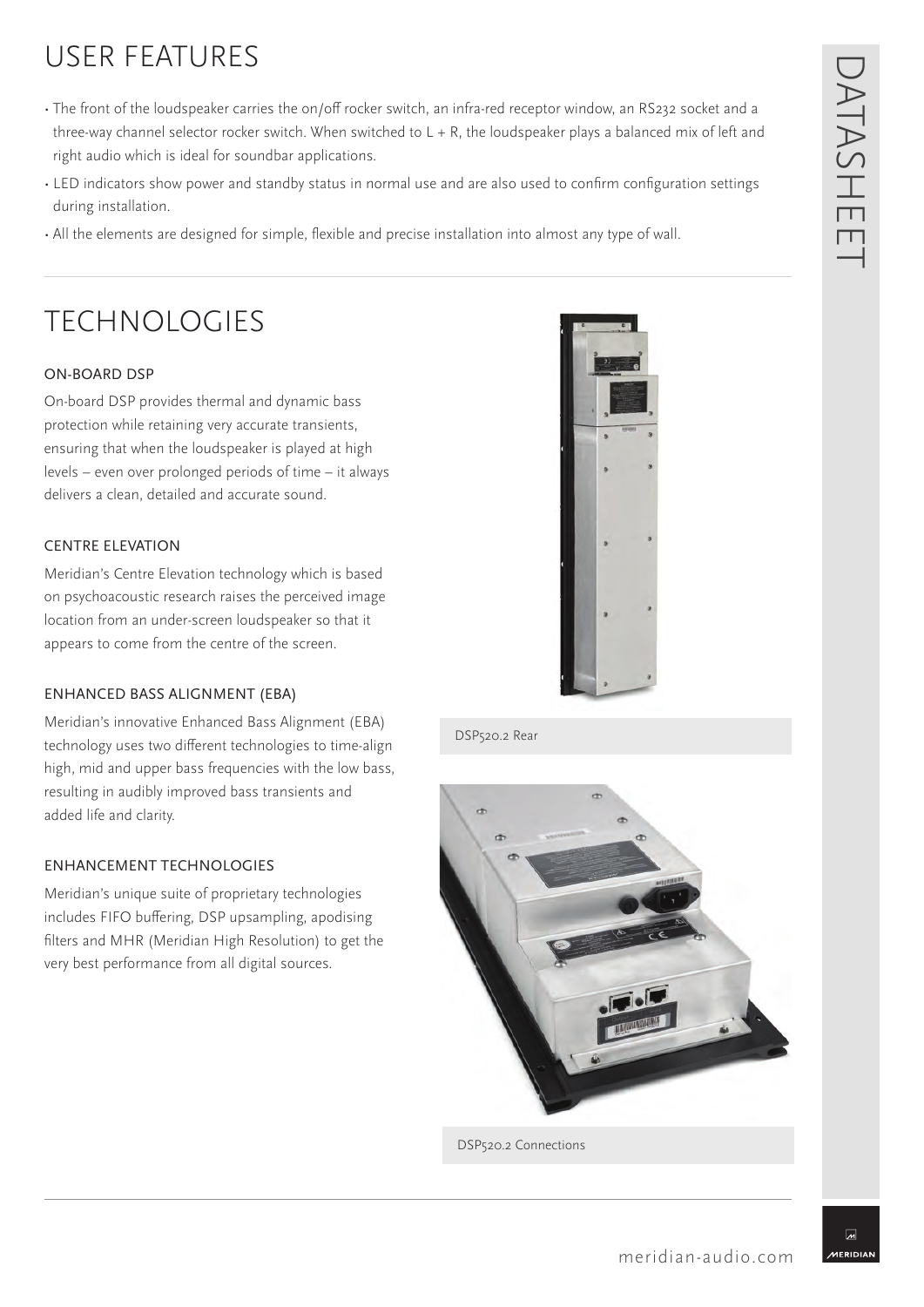## USER FEATURES

- The front of the loudspeaker carries the on/off rocker switch, an infra-red receptor window, an RS232 socket and a three-way channel selector rocker switch. When switched to L + R, the loudspeaker plays a balanced mix of left and right audio which is ideal for soundbar applications.
- LED indicators show power and standby status in normal use and are also used to confirm configuration settings during installation.
- All the elements are designed for simple, flexible and precise installation into almost any type of wall.

## TECHNOLOGIES

### ON-BOARD DSP

On-board DSP provides thermal and dynamic bass protection while retaining very accurate transients, ensuring that when the loudspeaker is played at high levels – even over prolonged periods of time – it always delivers a clean, detailed and accurate sound.

### CENTRE ELEVATION

Meridian's Centre Elevation technology which is based on psychoacoustic research raises the perceived image location from an under-screen loudspeaker so that it appears to come from the centre of the screen.

### ENHANCED BASS ALIGNMENT (EBA)

Meridian's innovative Enhanced Bass Alignment (EBA) technology uses two different technologies to time-align high, mid and upper bass frequencies with the low bass, resulting in audibly improved bass transients and added life and clarity.

### ENHANCEMENT TECHNOLOGIES

Meridian's unique suite of proprietary technologies includes FIFO buffering, DSP upsampling, apodising filters and MHR (Meridian High Resolution) to get the very best performance from all digital sources.

DSP520.2 Rear

DSP520.2 Connections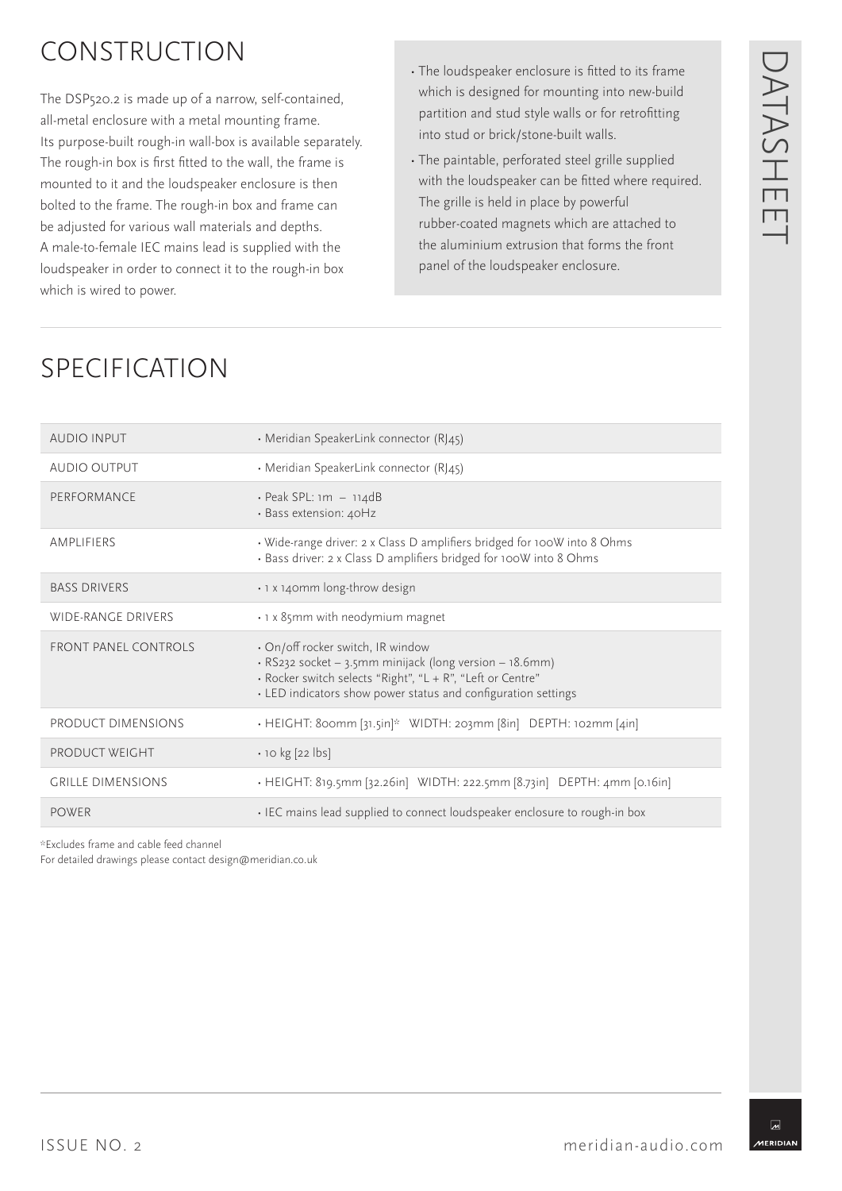## CONSTRUCTION

The DSP520.2 is made up of a narrow, self-contained, all-metal enclosure with a metal mounting frame. Its purpose-built rough-in wall-box is available separately. The rough-in box is first fitted to the wall, the frame is mounted to it and the loudspeaker enclosure is then bolted to the frame. The rough-in box and frame can be adjusted for various wall materials and depths. A male-to-female IEC mains lead is supplied with the loudspeaker in order to connect it to the rough-in box which is wired to power.

- The loudspeaker enclosure is fitted to its frame which is designed for mounting into new-build partition and stud style walls or for retrofitting into stud or brick/stone-built walls.
- The paintable, perforated steel grille supplied with the loudspeaker can be fitted where required. The grille is held in place by powerful rubber-coated magnets which are attached to the aluminium extrusion that forms the front panel of the loudspeaker enclosure.

## SPECIFICATION

| | |
|---|---|
| AUDIO INPUT | • Meridian SpeakerLink connector (RJ45) |
| AUDIO OUTPUT | • Meridian SpeakerLink connector (RJ45) |
| PERFORMANCE | • Peak SPL: 1m – 114dB<br>• Bass extension: 40Hz |
| AMPLIFIERS | • Wide-range driver: 2 x Class D amplifiers bridged for 100W into 8 Ohms<br>• Bass driver: 2 x Class D amplifiers bridged for 100W into 8 Ohms |
| BASS DRIVERS | • 1 x 140mm long-throw design |
| WIDE-RANGE DRIVERS | • 1 x 85mm with neodymium magnet |
| FRONT PANEL CONTROLS | • On/off rocker switch, IR window<br>• RS232 socket – 3.5mm minijack (long version – 18.6mm)<br>• Rocker switch selects "Right", "L + R", "Left or Centre"<br>• LED indicators show power status and configuration settings |
| PRODUCT DIMENSIONS | • HEIGHT: 800mm [31.5in]* WIDTH: 203mm [8in] DEPTH: 102mm [4in] |
| PRODUCT WEIGHT | • 10 kg [22 lbs] |
| GRILLE DIMENSIONS | • HEIGHT: 819.5mm [32.26in] WIDTH: 222.5mm [8.73in] DEPTH: 4mm [0.16in] |
| POWER | • IEC mains lead supplied to connect loudspeaker enclosure to rough-in box |

*Excludes frame and cable feed channel

For detailed drawings please contact design@meridian.co.uk